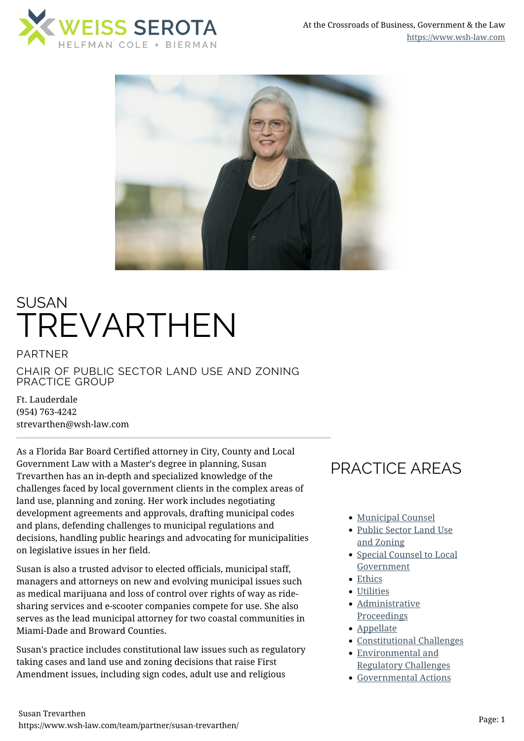# SUSAN TREVARTHEN

PARTNER

CHAIR OF PUBLIC SECTOR LAND USE AND ZONING PRACTICE GROUP

Ft. Lauderdale
(954) 763-4242
strevarthen@wsh-law.com

As a Florida Bar Board Certified attorney in City, County and Local Government Law with a Master's degree in planning, Susan Trevarthen has an in-depth and specialized knowledge of the challenges faced by local government clients in the complex areas of land use, planning and zoning. Her work includes negotiating development agreements and approvals, drafting municipal codes and plans, defending challenges to municipal regulations and decisions, handling public hearings and advocating for municipalities on legislative issues in her field.

Susan is also a trusted advisor to elected officials, municipal staff, managers and attorneys on new and evolving municipal issues such as medical marijuana and loss of control over rights of way as ride-sharing services and e-scooter companies compete for use. She also serves as the lead municipal attorney for two coastal communities in Miami-Dade and Broward Counties.

Susan's practice includes constitutional law issues such as regulatory taking cases and land use and zoning decisions that raise First Amendment issues, including sign codes, adult use and religious

## PRACTICE AREAS

- Municipal Counsel
- Public Sector Land Use and Zoning
- Special Counsel to Local Government
- Ethics
- Utilities
- Administrative Proceedings
- Appellate
- Constitutional Challenges
- Environmental and Regulatory Challenges
- Governmental Actions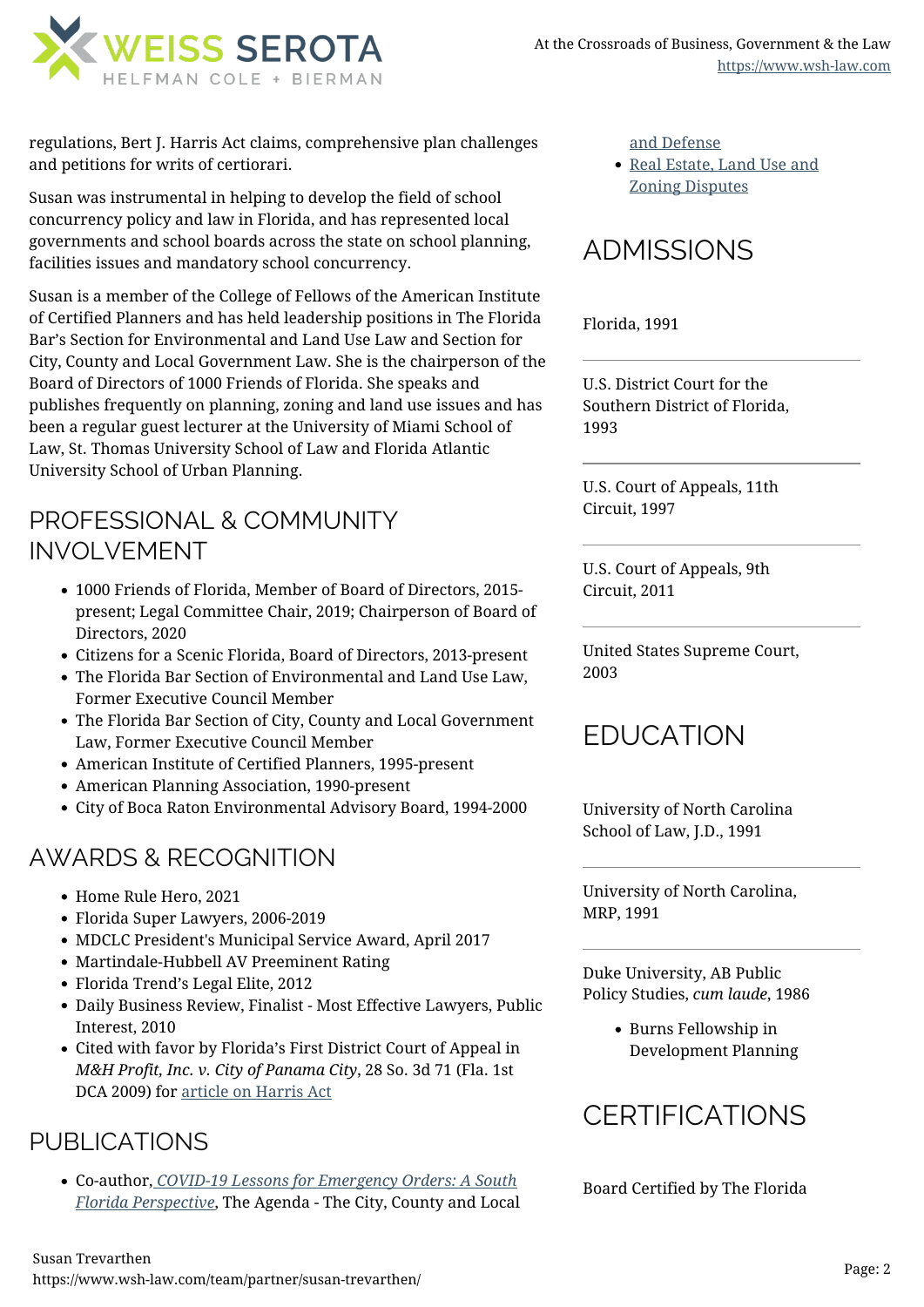regulations, Bert J. Harris Act claims, comprehensive plan challenges and petitions for writs of certiorari.

Susan was instrumental in helping to develop the field of school concurrency policy and law in Florida, and has represented local governments and school boards across the state on school planning, facilities issues and mandatory school concurrency.

Susan is a member of the College of Fellows of the American Institute of Certified Planners and has held leadership positions in The Florida Bar's Section for Environmental and Land Use Law and Section for City, County and Local Government Law. She is the chairperson of the Board of Directors of 1000 Friends of Florida. She speaks and publishes frequently on planning, zoning and land use issues and has been a regular guest lecturer at the University of Miami School of Law, St. Thomas University School of Law and Florida Atlantic University School of Urban Planning.

## PROFESSIONAL & COMMUNITY INVOLVEMENT

- 1000 Friends of Florida, Member of Board of Directors, 2015-present; Legal Committee Chair, 2019; Chairperson of Board of Directors, 2020
- Citizens for a Scenic Florida, Board of Directors, 2013-present
- The Florida Bar Section of Environmental and Land Use Law, Former Executive Council Member
- The Florida Bar Section of City, County and Local Government Law, Former Executive Council Member
- American Institute of Certified Planners, 1995-present
- American Planning Association, 1990-present
- City of Boca Raton Environmental Advisory Board, 1994-2000

## AWARDS & RECOGNITION

- Home Rule Hero, 2021
- Florida Super Lawyers, 2006-2019
- MDCLC President's Municipal Service Award, April 2017
- Martindale-Hubbell AV Preeminent Rating
- Florida Trend's Legal Elite, 2012
- Daily Business Review, Finalist - Most Effective Lawyers, Public Interest, 2010
- Cited with favor by Florida's First District Court of Appeal in *M&H Profit, Inc. v. City of Panama City*, 28 So. 3d 71 (Fla. 1st DCA 2009) for article on Harris Act

## PUBLICATIONS

- Co-author, *COVID-19 Lessons for Emergency Orders: A South Florida Perspective*, The Agenda - The City, County and Local

and Defense
- Real Estate, Land Use and Zoning Disputes

## ADMISSIONS

Florida, 1991

U.S. District Court for the Southern District of Florida, 1993

U.S. Court of Appeals, 11th Circuit, 1997

U.S. Court of Appeals, 9th Circuit, 2011

United States Supreme Court, 2003

## EDUCATION

University of North Carolina School of Law, J.D., 1991

University of North Carolina, MRP, 1991

Duke University, AB Public Policy Studies, *cum laude*, 1986

- Burns Fellowship in Development Planning

## CERTIFICATIONS

Board Certified by The Florida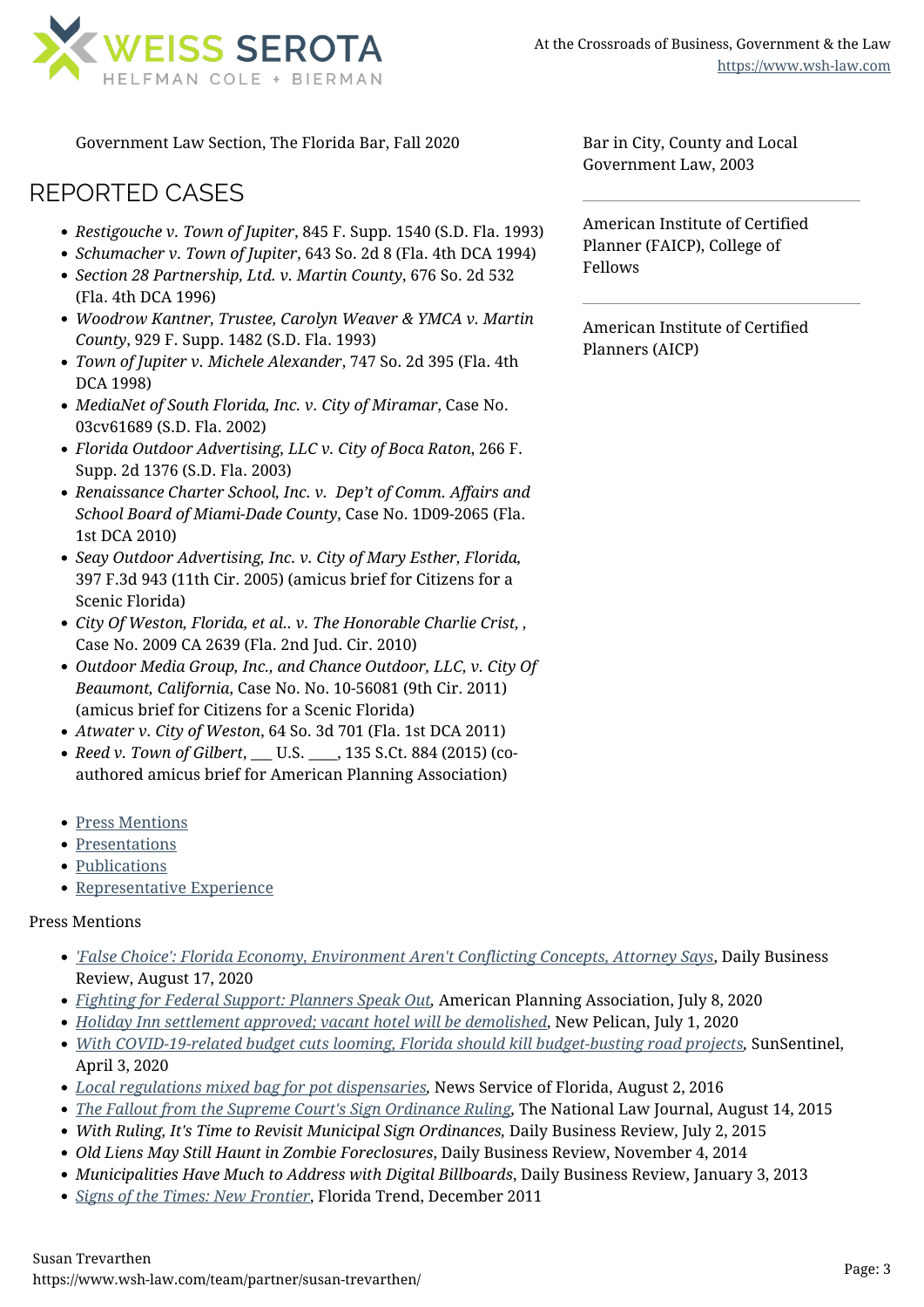Government Law Section, The Florida Bar, Fall 2020

## REPORTED CASES

- *Restigouche v. Town of Jupiter*, 845 F. Supp. 1540 (S.D. Fla. 1993)
- *Schumacher v. Town of Jupiter*, 643 So. 2d 8 (Fla. 4th DCA 1994)
- *Section 28 Partnership, Ltd. v. Martin County*, 676 So. 2d 532 (Fla. 4th DCA 1996)
- *Woodrow Kantner, Trustee, Carolyn Weaver & YMCA v. Martin County*, 929 F. Supp. 1482 (S.D. Fla. 1993)
- *Town of Jupiter v. Michele Alexander*, 747 So. 2d 395 (Fla. 4th DCA 1998)
- *MediaNet of South Florida, Inc. v. City of Miramar*, Case No. 03cv61689 (S.D. Fla. 2002)
- *Florida Outdoor Advertising, LLC v. City of Boca Raton*, 266 F. Supp. 2d 1376 (S.D. Fla. 2003)
- *Renaissance Charter School, Inc. v. Dep't of Comm. Affairs and School Board of Miami-Dade County*, Case No. 1D09-2065 (Fla. 1st DCA 2010)
- *Seay Outdoor Advertising, Inc. v. City of Mary Esther, Florida,* 397 F.3d 943 (11th Cir. 2005) (amicus brief for Citizens for a Scenic Florida)
- *City Of Weston, Florida, et al.. v. The Honorable Charlie Crist, ,* Case No. 2009 CA 2639 (Fla. 2nd Jud. Cir. 2010)
- *Outdoor Media Group, Inc., and Chance Outdoor, LLC, v. City Of Beaumont, California*, Case No. No. 10-56081 (9th Cir. 2011) (amicus brief for Citizens for a Scenic Florida)
- *Atwater v. City of Weston*, 64 So. 3d 701 (Fla. 1st DCA 2011)
- *Reed v. Town of Gilbert*, ___ U.S. ____, 135 S.Ct. 884 (2015) (co-authored amicus brief for American Planning Association)

Bar in City, County and Local Government Law, 2003

American Institute of Certified Planner (FAICP), College of Fellows

American Institute of Certified Planners (AICP)

- Press Mentions
- Presentations
- Publications
- Representative Experience

Press Mentions

- *'False Choice': Florida Economy, Environment Aren't Conflicting Concepts, Attorney Says*, Daily Business Review, August 17, 2020
- *Fighting for Federal Support: Planners Speak Out,* American Planning Association, July 8, 2020
- *Holiday Inn settlement approved; vacant hotel will be demolished*, New Pelican, July 1, 2020
- *With COVID-19-related budget cuts looming, Florida should kill budget-busting road projects,* SunSentinel, April 3, 2020
- *Local regulations mixed bag for pot dispensaries,* News Service of Florida, August 2, 2016
- *The Fallout from the Supreme Court's Sign Ordinance Ruling,* The National Law Journal, August 14, 2015
- *With Ruling, It's Time to Revisit Municipal Sign Ordinances,* Daily Business Review, July 2, 2015
- *Old Liens May Still Haunt in Zombie Foreclosures*, Daily Business Review, November 4, 2014
- *Municipalities Have Much to Address with Digital Billboards*, Daily Business Review, January 3, 2013
- *Signs of the Times: New Frontier*, Florida Trend, December 2011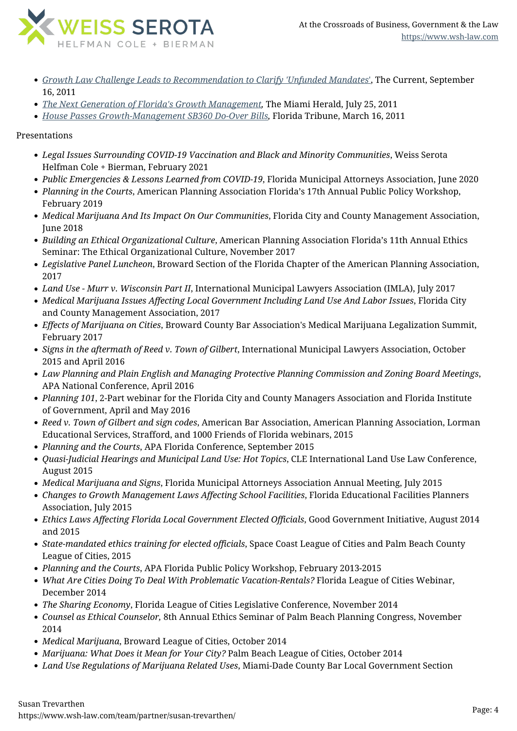- *Growth Law Challenge Leads to Recommendation to Clarify 'Unfunded Mandates'*, The Current, September 16, 2011
- *The Next Generation of Florida's Growth Management*, The Miami Herald, July 25, 2011
- *House Passes Growth-Management SB360 Do-Over Bills*, Florida Tribune, March 16, 2011

Presentations

- *Legal Issues Surrounding COVID-19 Vaccination and Black and Minority Communities*, Weiss Serota Helfman Cole + Bierman, February 2021
- *Public Emergencies & Lessons Learned from COVID-19*, Florida Municipal Attorneys Association, June 2020
- *Planning in the Courts*, American Planning Association Florida's 17th Annual Public Policy Workshop, February 2019
- *Medical Marijuana And Its Impact On Our Communities*, Florida City and County Management Association, June 2018
- *Building an Ethical Organizational Culture*, American Planning Association Florida's 11th Annual Ethics Seminar: The Ethical Organizational Culture, November 2017
- *Legislative Panel Luncheon*, Broward Section of the Florida Chapter of the American Planning Association, 2017
- *Land Use - Murr v. Wisconsin Part II*, International Municipal Lawyers Association (IMLA), July 2017
- *Medical Marijuana Issues Affecting Local Government Including Land Use And Labor Issues*, Florida City and County Management Association, 2017
- *Effects of Marijuana on Cities*, Broward County Bar Association's Medical Marijuana Legalization Summit, February 2017
- *Signs in the aftermath of Reed v. Town of Gilbert*, International Municipal Lawyers Association, October 2015 and April 2016
- *Law Planning and Plain English and Managing Protective Planning Commission and Zoning Board Meetings*, APA National Conference, April 2016
- *Planning 101*, 2-Part webinar for the Florida City and County Managers Association and Florida Institute of Government, April and May 2016
- *Reed v. Town of Gilbert and sign codes*, American Bar Association, American Planning Association, Lorman Educational Services, Strafford, and 1000 Friends of Florida webinars, 2015
- *Planning and the Courts*, APA Florida Conference, September 2015
- *Quasi-Judicial Hearings and Municipal Land Use: Hot Topics*, CLE International Land Use Law Conference, August 2015
- *Medical Marijuana and Signs*, Florida Municipal Attorneys Association Annual Meeting, July 2015
- *Changes to Growth Management Laws Affecting School Facilities*, Florida Educational Facilities Planners Association, July 2015
- *Ethics Laws Affecting Florida Local Government Elected Officials*, Good Government Initiative, August 2014 and 2015
- *State-mandated ethics training for elected officials*, Space Coast League of Cities and Palm Beach County League of Cities, 2015
- *Planning and the Courts*, APA Florida Public Policy Workshop, February 2013-2015
- *What Are Cities Doing To Deal With Problematic Vacation-Rentals?* Florida League of Cities Webinar, December 2014
- *The Sharing Economy*, Florida League of Cities Legislative Conference, November 2014
- *Counsel as Ethical Counselor,* 8th Annual Ethics Seminar of Palm Beach Planning Congress, November 2014
- *Medical Marijuana*, Broward League of Cities, October 2014
- *Marijuana: What Does it Mean for Your City?* Palm Beach League of Cities, October 2014
- *Land Use Regulations of Marijuana Related Uses*, Miami-Dade County Bar Local Government Section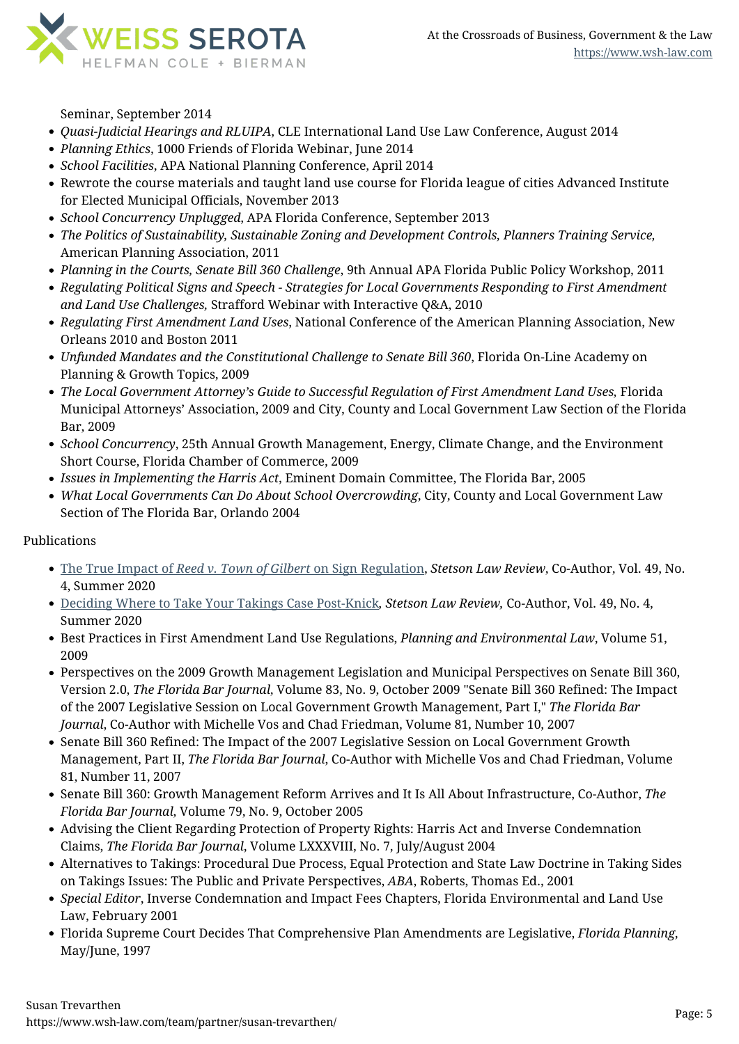Seminar, September 2014

- *Quasi-Judicial Hearings and RLUIPA*, CLE International Land Use Law Conference, August 2014
- *Planning Ethics*, 1000 Friends of Florida Webinar, June 2014
- *School Facilities*, APA National Planning Conference, April 2014
- Rewrote the course materials and taught land use course for Florida league of cities Advanced Institute for Elected Municipal Officials, November 2013
- *School Concurrency Unplugged*, APA Florida Conference, September 2013
- *The Politics of Sustainability, Sustainable Zoning and Development Controls, Planners Training Service,* American Planning Association, 2011
- *Planning in the Courts, Senate Bill 360 Challenge*, 9th Annual APA Florida Public Policy Workshop, 2011
- *Regulating Political Signs and Speech - Strategies for Local Governments Responding to First Amendment and Land Use Challenges,* Strafford Webinar with Interactive Q&A, 2010
- *Regulating First Amendment Land Uses*, National Conference of the American Planning Association, New Orleans 2010 and Boston 2011
- *Unfunded Mandates and the Constitutional Challenge to Senate Bill 360*, Florida On-Line Academy on Planning & Growth Topics, 2009
- *The Local Government Attorney's Guide to Successful Regulation of First Amendment Land Uses,* Florida Municipal Attorneys' Association, 2009 and City, County and Local Government Law Section of the Florida Bar, 2009
- *School Concurrency*, 25th Annual Growth Management, Energy, Climate Change, and the Environment Short Course, Florida Chamber of Commerce, 2009
- *Issues in Implementing the Harris Act*, Eminent Domain Committee, The Florida Bar, 2005
- *What Local Governments Can Do About School Overcrowding*, City, County and Local Government Law Section of The Florida Bar, Orlando 2004

Publications

- The True Impact of *Reed v. Town of Gilbert* on Sign Regulation, *Stetson Law Review*, Co-Author, Vol. 49, No. 4, Summer 2020
- Deciding Where to Take Your Takings Case Post-Knick*, Stetson Law Review,* Co-Author, Vol. 49, No. 4, Summer 2020
- Best Practices in First Amendment Land Use Regulations, *Planning and Environmental Law*, Volume 51, 2009
- Perspectives on the 2009 Growth Management Legislation and Municipal Perspectives on Senate Bill 360, Version 2.0, *The Florida Bar Journal*, Volume 83, No. 9, October 2009 "Senate Bill 360 Refined: The Impact of the 2007 Legislative Session on Local Government Growth Management, Part I," *The Florida Bar Journal*, Co-Author with Michelle Vos and Chad Friedman, Volume 81, Number 10, 2007
- Senate Bill 360 Refined: The Impact of the 2007 Legislative Session on Local Government Growth Management, Part II, *The Florida Bar Journal*, Co-Author with Michelle Vos and Chad Friedman, Volume 81, Number 11, 2007
- Senate Bill 360: Growth Management Reform Arrives and It Is All About Infrastructure, Co-Author, *The Florida Bar Journal*, Volume 79, No. 9, October 2005
- Advising the Client Regarding Protection of Property Rights: Harris Act and Inverse Condemnation Claims, *The Florida Bar Journal*, Volume LXXXVIII, No. 7, July/August 2004
- Alternatives to Takings: Procedural Due Process, Equal Protection and State Law Doctrine in Taking Sides on Takings Issues: The Public and Private Perspectives, *ABA*, Roberts, Thomas Ed., 2001
- *Special Editor*, Inverse Condemnation and Impact Fees Chapters, Florida Environmental and Land Use Law, February 2001
- Florida Supreme Court Decides That Comprehensive Plan Amendments are Legislative, *Florida Planning*, May/June, 1997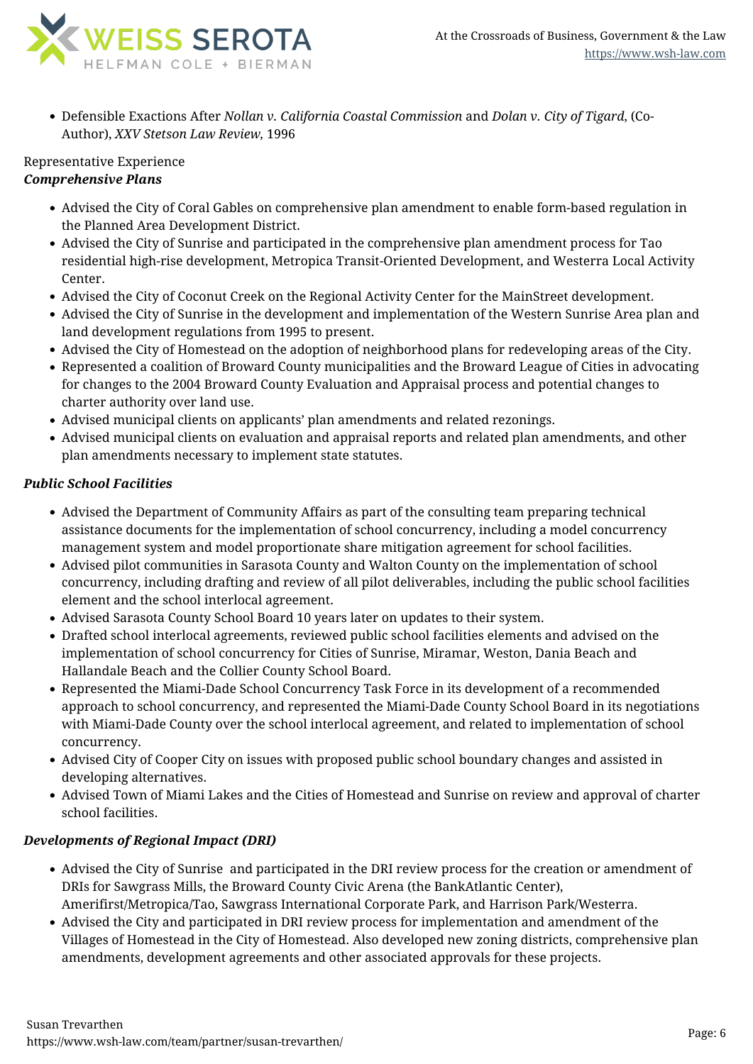- Defensible Exactions After *Nollan v. California Coastal Commission* and *Dolan v. City of Tigard*, (Co-Author), *XXV Stetson Law Review*, 1996

Representative Experience

***Comprehensive Plans***

- Advised the City of Coral Gables on comprehensive plan amendment to enable form-based regulation in the Planned Area Development District.
- Advised the City of Sunrise and participated in the comprehensive plan amendment process for Tao residential high-rise development, Metropica Transit-Oriented Development, and Westerra Local Activity Center.
- Advised the City of Coconut Creek on the Regional Activity Center for the MainStreet development.
- Advised the City of Sunrise in the development and implementation of the Western Sunrise Area plan and land development regulations from 1995 to present.
- Advised the City of Homestead on the adoption of neighborhood plans for redeveloping areas of the City.
- Represented a coalition of Broward County municipalities and the Broward League of Cities in advocating for changes to the 2004 Broward County Evaluation and Appraisal process and potential changes to charter authority over land use.
- Advised municipal clients on applicants' plan amendments and related rezonings.
- Advised municipal clients on evaluation and appraisal reports and related plan amendments, and other plan amendments necessary to implement state statutes.

***Public School Facilities***

- Advised the Department of Community Affairs as part of the consulting team preparing technical assistance documents for the implementation of school concurrency, including a model concurrency management system and model proportionate share mitigation agreement for school facilities.
- Advised pilot communities in Sarasota County and Walton County on the implementation of school concurrency, including drafting and review of all pilot deliverables, including the public school facilities element and the school interlocal agreement.
- Advised Sarasota County School Board 10 years later on updates to their system.
- Drafted school interlocal agreements, reviewed public school facilities elements and advised on the implementation of school concurrency for Cities of Sunrise, Miramar, Weston, Dania Beach and Hallandale Beach and the Collier County School Board.
- Represented the Miami-Dade School Concurrency Task Force in its development of a recommended approach to school concurrency, and represented the Miami-Dade County School Board in its negotiations with Miami-Dade County over the school interlocal agreement, and related to implementation of school concurrency.
- Advised City of Cooper City on issues with proposed public school boundary changes and assisted in developing alternatives.
- Advised Town of Miami Lakes and the Cities of Homestead and Sunrise on review and approval of charter school facilities.

***Developments of Regional Impact (DRI)***

- Advised the City of Sunrise and participated in the DRI review process for the creation or amendment of DRIs for Sawgrass Mills, the Broward County Civic Arena (the BankAtlantic Center), Amerifirst/Metropica/Tao, Sawgrass International Corporate Park, and Harrison Park/Westerra.
- Advised the City and participated in DRI review process for implementation and amendment of the Villages of Homestead in the City of Homestead. Also developed new zoning districts, comprehensive plan amendments, development agreements and other associated approvals for these projects.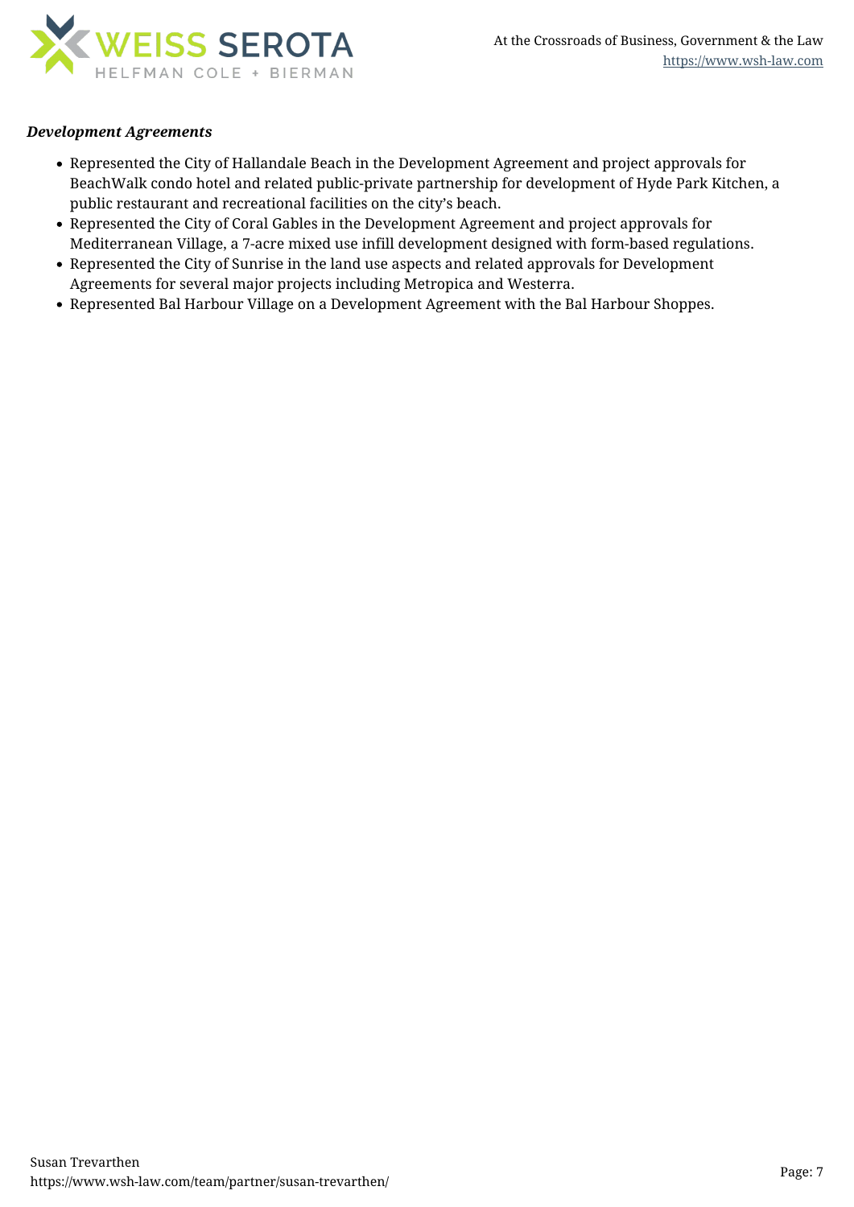***Development Agreements***

- Represented the City of Hallandale Beach in the Development Agreement and project approvals for BeachWalk condo hotel and related public-private partnership for development of Hyde Park Kitchen, a public restaurant and recreational facilities on the city's beach.
- Represented the City of Coral Gables in the Development Agreement and project approvals for Mediterranean Village, a 7-acre mixed use infill development designed with form-based regulations.
- Represented the City of Sunrise in the land use aspects and related approvals for Development Agreements for several major projects including Metropica and Westerra.
- Represented Bal Harbour Village on a Development Agreement with the Bal Harbour Shoppes.